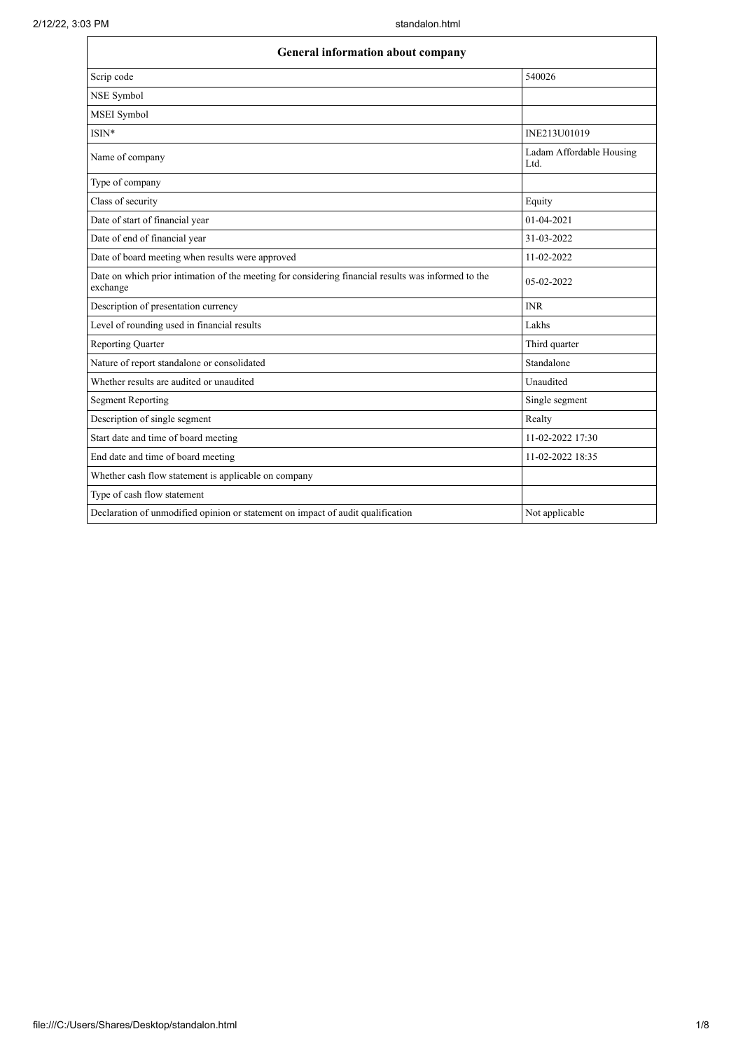| General information about company | |
|---|---|
| Scrip code | 540026 |
| NSE Symbol | |
| MSEI Symbol | |
| ISIN* | INE213U01019 |
| Name of company | Ladam Affordable Housing Ltd. |
| Type of company | |
| Class of security | Equity |
| Date of start of financial year | 01-04-2021 |
| Date of end of financial year | 31-03-2022 |
| Date of board meeting when results were approved | 11-02-2022 |
| Date on which prior intimation of the meeting for considering financial results was informed to the exchange | 05-02-2022 |
| Description of presentation currency | INR |
| Level of rounding used in financial results | Lakhs |
| Reporting Quarter | Third quarter |
| Nature of report standalone or consolidated | Standalone |
| Whether results are audited or unaudited | Unaudited |
| Segment Reporting | Single segment |
| Description of single segment | Realty |
| Start date and time of board meeting | 11-02-2022 17:30 |
| End date and time of board meeting | 11-02-2022 18:35 |
| Whether cash flow statement is applicable on company | |
| Type of cash flow statement | |
| Declaration of unmodified opinion or statement on impact of audit qualification | Not applicable |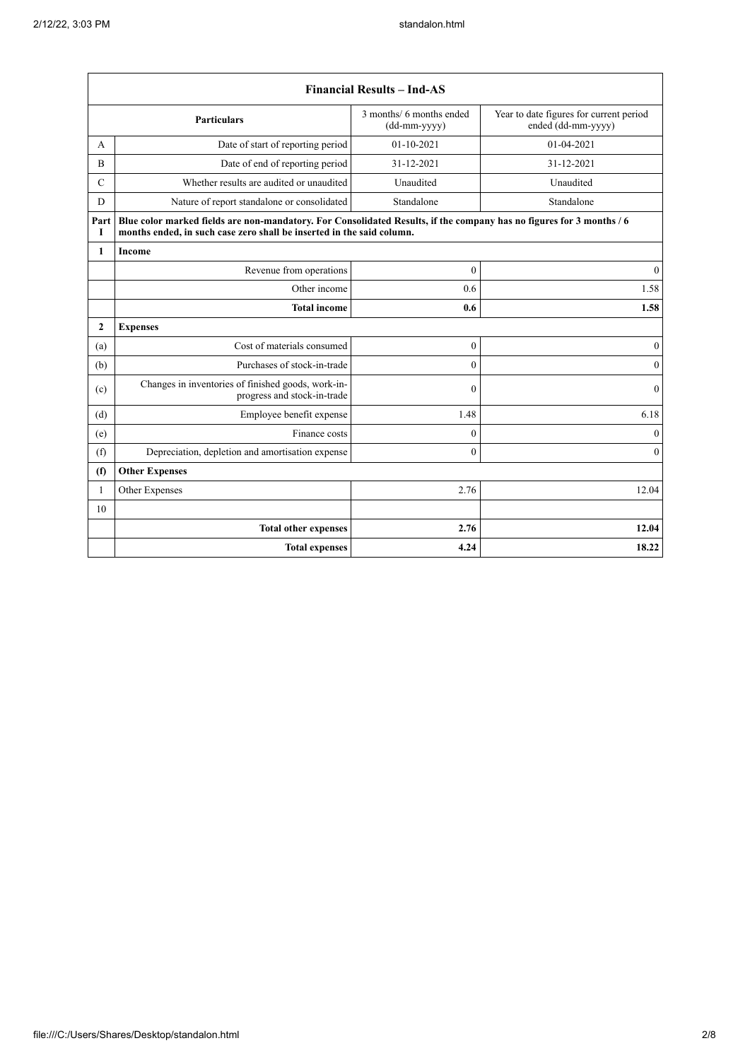| Financial Results – Ind-AS | | | |
|---|---|---|---|
| | Particulars | 3 months/ 6 months ended (dd-mm-yyyy) | Year to date figures for current period ended (dd-mm-yyyy) |
| A | Date of start of reporting period | 01-10-2021 | 01-04-2021 |
| B | Date of end of reporting period | 31-12-2021 | 31-12-2021 |
| C | Whether results are audited or unaudited | Unaudited | Unaudited |
| D | Nature of report standalone or consolidated | Standalone | Standalone |
| Part I | **Blue color marked fields are non-mandatory. For Consolidated Results, if the company has no figures for 3 months / 6 months ended, in such case zero shall be inserted in the said column.** | | |
| **1** | **Income** | | |
| | Revenue from operations | 0 | 0 |
| | Other income | 0.6 | 1.58 |
| | **Total income** | **0.6** | **1.58** |
| **2** | **Expenses** | | |
| (a) | Cost of materials consumed | 0 | 0 |
| (b) | Purchases of stock-in-trade | 0 | 0 |
| (c) | Changes in inventories of finished goods, work-in-progress and stock-in-trade | 0 | 0 |
| (d) | Employee benefit expense | 1.48 | 6.18 |
| (e) | Finance costs | 0 | 0 |
| (f) | Depreciation, depletion and amortisation expense | 0 | 0 |
| **(f)** | **Other Expenses** | | |
| 1 | Other Expenses | 2.76 | 12.04 |
| 10 | | | |
| | **Total other expenses** | **2.76** | **12.04** |
| | **Total expenses** | **4.24** | **18.22** |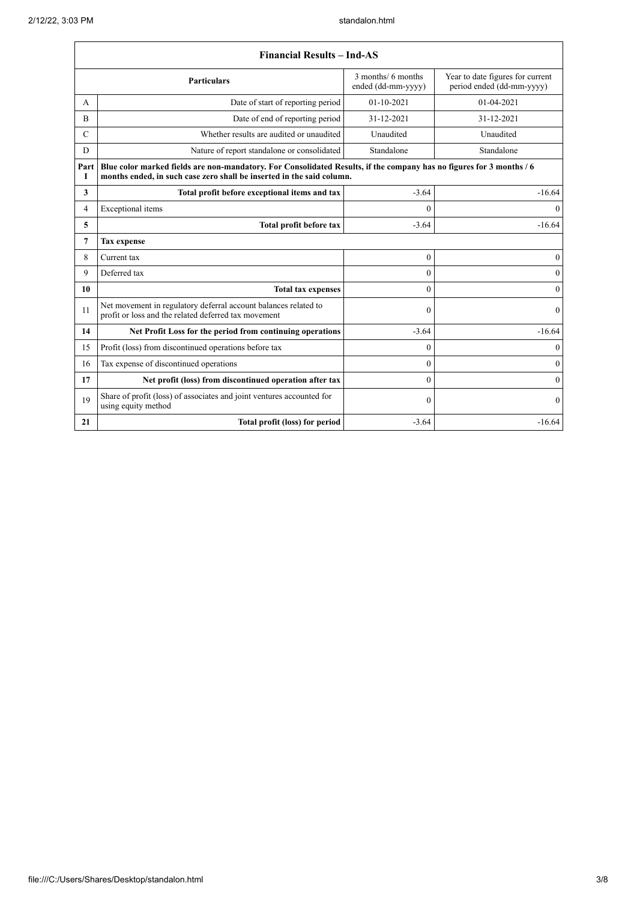| Financial Results – Ind-AS | | | |
|---|---|---|---|
| | **Particulars** | 3 months/ 6 months ended (dd-mm-yyyy) | Year to date figures for current period ended (dd-mm-yyyy) |
| A | Date of start of reporting period | 01-10-2021 | 01-04-2021 |
| B | Date of end of reporting period | 31-12-2021 | 31-12-2021 |
| C | Whether results are audited or unaudited | Unaudited | Unaudited |
| D | Nature of report standalone or consolidated | Standalone | Standalone |
| Part I | **Blue color marked fields are non-mandatory. For Consolidated Results, if the company has no figures for 3 months / 6 months ended, in such case zero shall be inserted in the said column.** | | |
| **3** | **Total profit before exceptional items and tax** | -3.64 | -16.64 |
| 4 | Exceptional items | 0 | 0 |
| **5** | **Total profit before tax** | -3.64 | -16.64 |
| **7** | **Tax expense** | | |
| 8 | Current tax | 0 | 0 |
| 9 | Deferred tax | 0 | 0 |
| **10** | **Total tax expenses** | 0 | 0 |
| 11 | Net movement in regulatory deferral account balances related to profit or loss and the related deferred tax movement | 0 | 0 |
| **14** | **Net Profit Loss for the period from continuing operations** | -3.64 | -16.64 |
| 15 | Profit (loss) from discontinued operations before tax | 0 | 0 |
| 16 | Tax expense of discontinued operations | 0 | 0 |
| **17** | **Net profit (loss) from discontinued operation after tax** | 0 | 0 |
| 19 | Share of profit (loss) of associates and joint ventures accounted for using equity method | 0 | 0 |
| **21** | **Total profit (loss) for period** | -3.64 | -16.64 |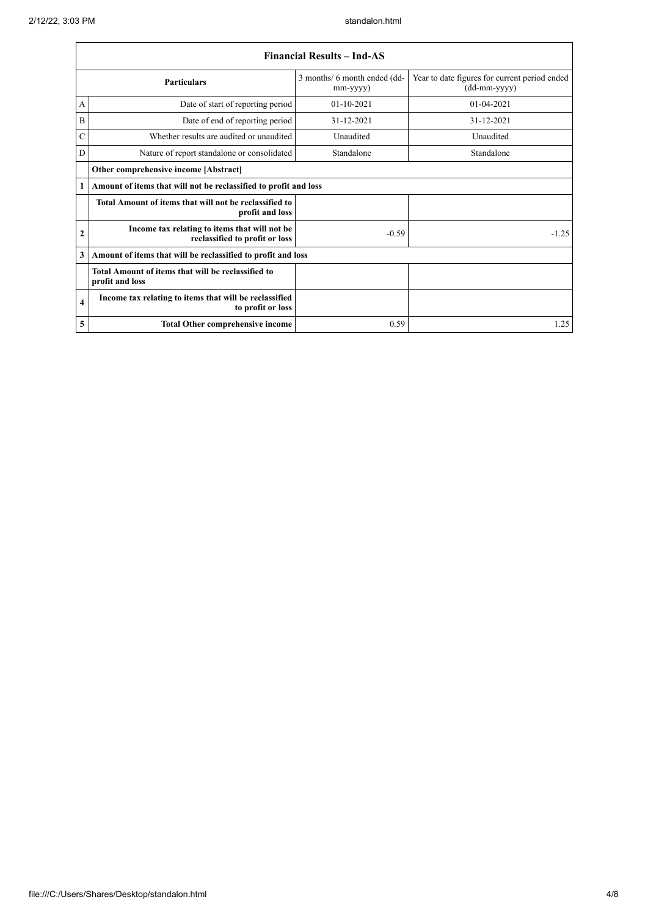| Financial Results – Ind-AS | | | |
|---|---|---|---|
| | **Particulars** | 3 months/ 6 month ended (dd-mm-yyyy) | Year to date figures for current period ended (dd-mm-yyyy) |
| A | Date of start of reporting period | 01-10-2021 | 01-04-2021 |
| B | Date of end of reporting period | 31-12-2021 | 31-12-2021 |
| C | Whether results are audited or unaudited | Unaudited | Unaudited |
| D | Nature of report standalone or consolidated | Standalone | Standalone |
| | **Other comprehensive income [Abstract]** | | |
| **1** | **Amount of items that will not be reclassified to profit and loss** | | |
| | **Total Amount of items that will not be reclassified to profit and loss** | | |
| **2** | **Income tax relating to items that will not be reclassified to profit or loss** | -0.59 | -1.25 |
| **3** | **Amount of items that will be reclassified to profit and loss** | | |
| | **Total Amount of items that will be reclassified to profit and loss** | | |
| **4** | **Income tax relating to items that will be reclassified to profit or loss** | | |
| **5** | **Total Other comprehensive income** | 0.59 | 1.25 |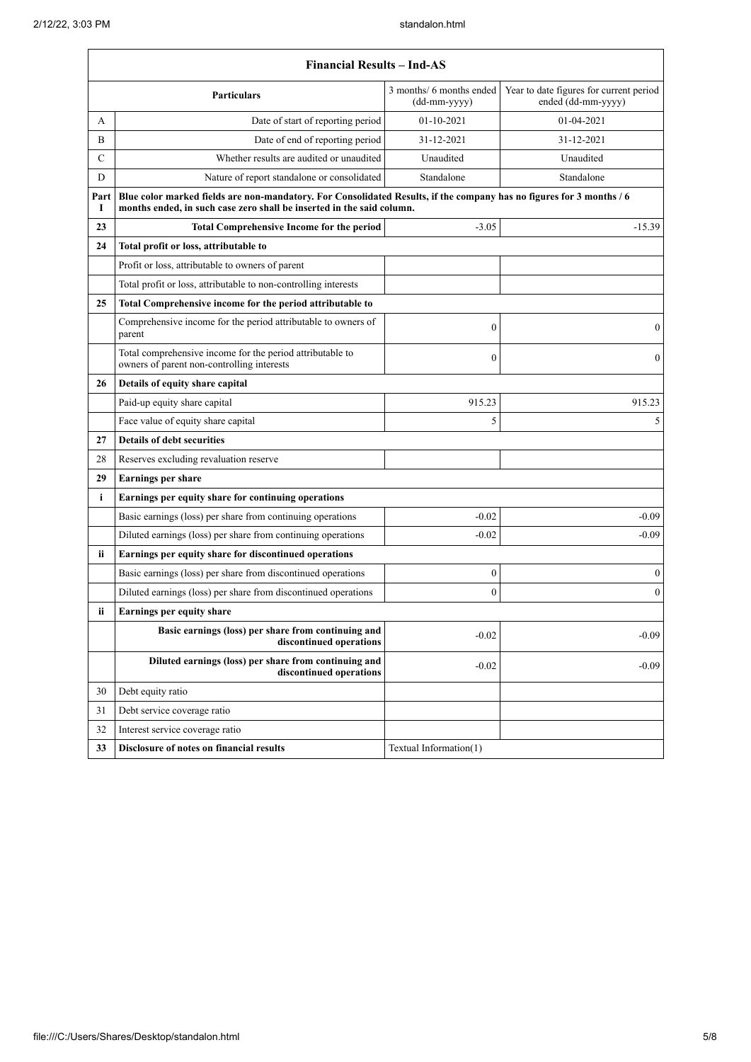| Financial Results – Ind-AS | | | |
|---|---|---|---|
| | **Particulars** | 3 months/ 6 months ended (dd-mm-yyyy) | Year to date figures for current period ended (dd-mm-yyyy) |
| A | Date of start of reporting period | 01-10-2021 | 01-04-2021 |
| B | Date of end of reporting period | 31-12-2021 | 31-12-2021 |
| C | Whether results are audited or unaudited | Unaudited | Unaudited |
| D | Nature of report standalone or consolidated | Standalone | Standalone |
| Part I | **Blue color marked fields are non-mandatory. For Consolidated Results, if the company has no figures for 3 months / 6 months ended, in such case zero shall be inserted in the said column.** | | |
| **23** | **Total Comprehensive Income for the period** | -3.05 | -15.39 |
| **24** | **Total profit or loss, attributable to** | | |
| | Profit or loss, attributable to owners of parent | | |
| | Total profit or loss, attributable to non-controlling interests | | |
| **25** | **Total Comprehensive income for the period attributable to** | | |
| | Comprehensive income for the period attributable to owners of parent | 0 | 0 |
| | Total comprehensive income for the period attributable to owners of parent non-controlling interests | 0 | 0 |
| **26** | **Details of equity share capital** | | |
| | Paid-up equity share capital | 915.23 | 915.23 |
| | Face value of equity share capital | 5 | 5 |
| **27** | **Details of debt securities** | | |
| 28 | Reserves excluding revaluation reserve | | |
| **29** | **Earnings per share** | | |
| **i** | **Earnings per equity share for continuing operations** | | |
| | Basic earnings (loss) per share from continuing operations | -0.02 | -0.09 |
| | Diluted earnings (loss) per share from continuing operations | -0.02 | -0.09 |
| **ii** | **Earnings per equity share for discontinued operations** | | |
| | Basic earnings (loss) per share from discontinued operations | 0 | 0 |
| | Diluted earnings (loss) per share from discontinued operations | 0 | 0 |
| **ii** | **Earnings per equity share** | | |
| | **Basic earnings (loss) per share from continuing and discontinued operations** | -0.02 | -0.09 |
| | **Diluted earnings (loss) per share from continuing and discontinued operations** | -0.02 | -0.09 |
| 30 | Debt equity ratio | | |
| 31 | Debt service coverage ratio | | |
| 32 | Interest service coverage ratio | | |
| **33** | **Disclosure of notes on financial results** | Textual Information(1) | |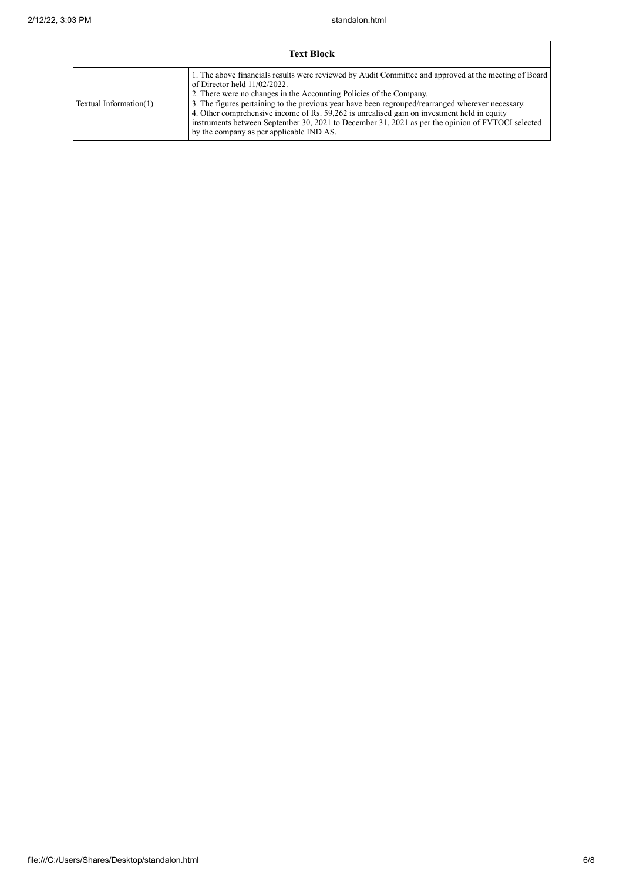| Text Block | |
|---|---|
| Textual Information(1) | 1. The above financials results were reviewed by Audit Committee and approved at the meeting of Board of Director held 11/02/2022.<br>2. There were no changes in the Accounting Policies of the Company.<br>3. The figures pertaining to the previous year have been regrouped/rearranged wherever necessary.<br>4. Other comprehensive income of Rs. 59,262 is unrealised gain on investment held in equity instruments between September 30, 2021 to December 31, 2021 as per the opinion of FVTOCI selected by the company as per applicable IND AS. |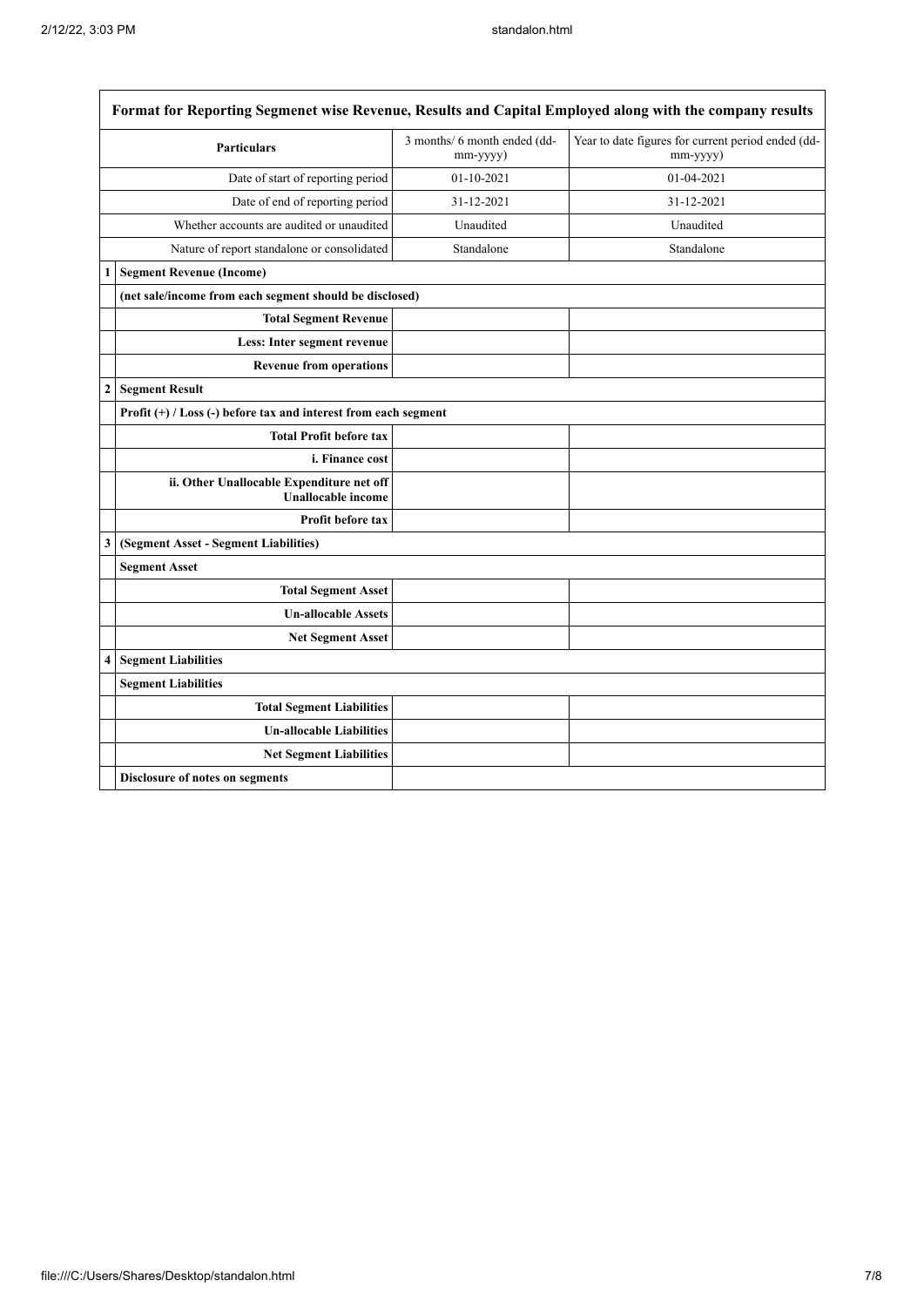| | Format for Reporting Segmenet wise Revenue, Results and Capital Employed along with the company results | | |
|---|---|---|---|
| | **Particulars** | 3 months/ 6 month ended (dd-mm-yyyy) | Year to date figures for current period ended (dd-mm-yyyy) |
| | Date of start of reporting period | 01-10-2021 | 01-04-2021 |
| | Date of end of reporting period | 31-12-2021 | 31-12-2021 |
| | Whether accounts are audited or unaudited | Unaudited | Unaudited |
| | Nature of report standalone or consolidated | Standalone | Standalone |
| **1** | **Segment Revenue (Income)** | | |
| | **(net sale/income from each segment should be disclosed)** | | |
| | **Total Segment Revenue** | | |
| | **Less: Inter segment revenue** | | |
| | **Revenue from operations** | | |
| **2** | **Segment Result** | | |
| | **Profit (+) / Loss (-) before tax and interest from each segment** | | |
| | **Total Profit before tax** | | |
| | **i. Finance cost** | | |
| | **ii. Other Unallocable Expenditure net off Unallocable income** | | |
| | **Profit before tax** | | |
| **3** | **(Segment Asset - Segment Liabilities)** | | |
| | **Segment Asset** | | |
| | **Total Segment Asset** | | |
| | **Un-allocable Assets** | | |
| | **Net Segment Asset** | | |
| **4** | **Segment Liabilities** | | |
| | **Segment Liabilities** | | |
| | **Total Segment Liabilities** | | |
| | **Un-allocable Liabilities** | | |
| | **Net Segment Liabilities** | | |
| | **Disclosure of notes on segments** | | |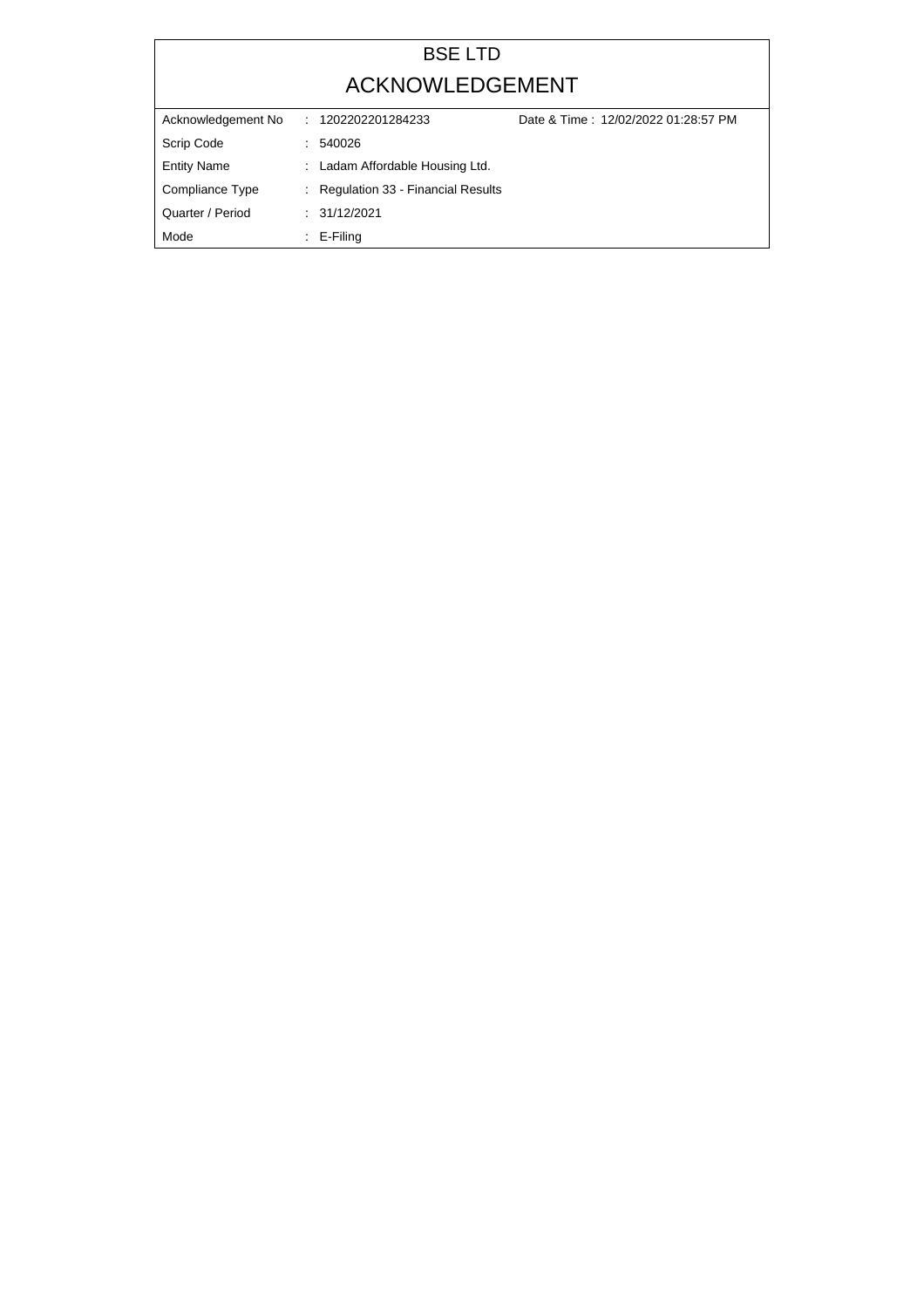# BSE LTD

## ACKNOWLEDGEMENT

| | | |
|---|---|---|
| Acknowledgement No | : 1202202201284233 | Date & Time : 12/02/2022 01:28:57 PM |
| Scrip Code | : 540026 | |
| Entity Name | : Ladam Affordable Housing Ltd. | |
| Compliance Type | : Regulation 33 - Financial Results | |
| Quarter / Period | : 31/12/2021 | |
| Mode | : E-Filing | |